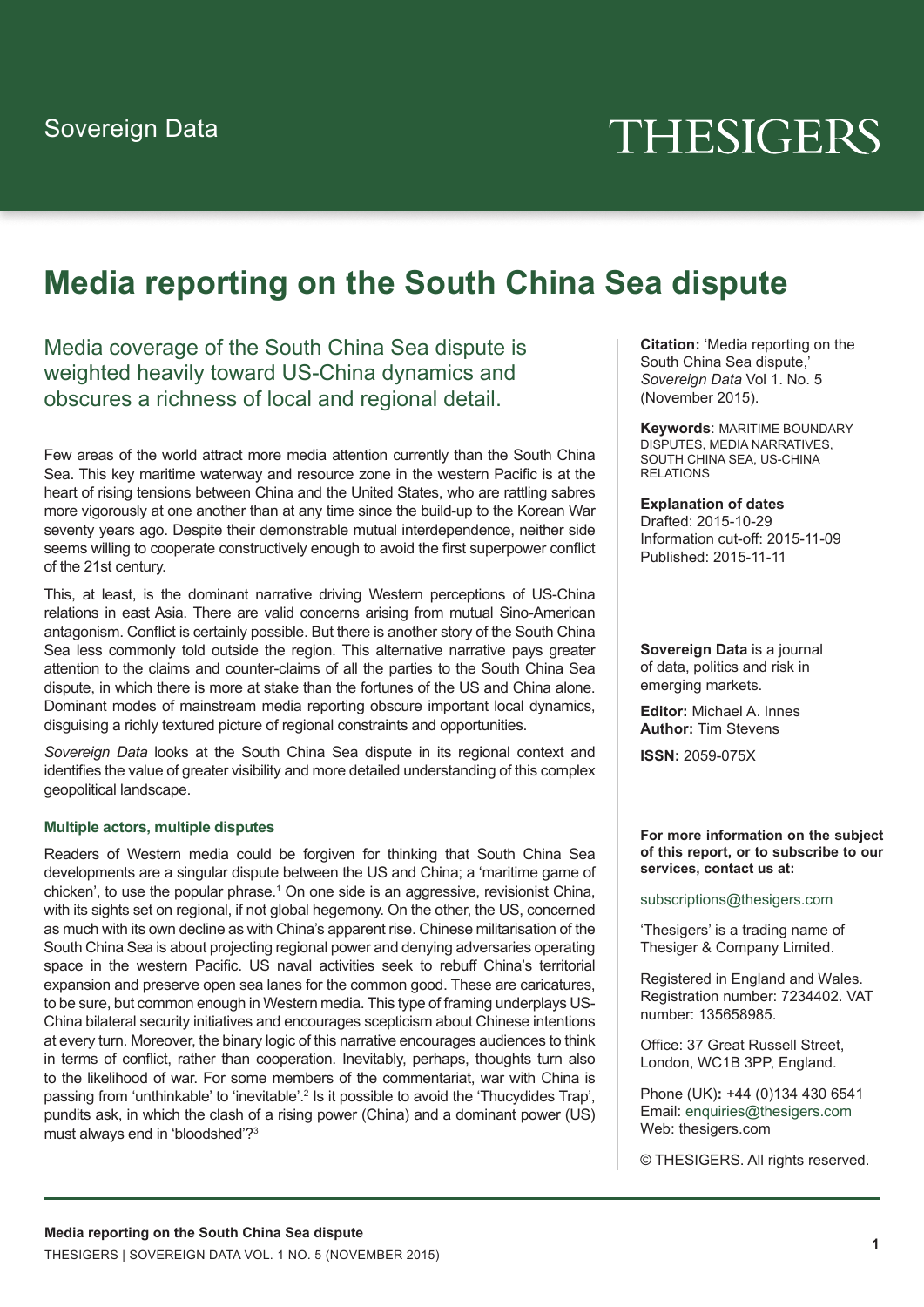Sovereign Data

THESIGERS

# Media reporting on the South China Sea dispute

## Media coverage of the South China Sea dispute is weighted heavily toward US-China dynamics and obscures a richness of local and regional detail.

Few areas of the world attract more media attention currently than the South China Sea. This key maritime waterway and resource zone in the western Pacific is at the heart of rising tensions between China and the United States, who are rattling sabres more vigorously at one another than at any time since the build-up to the Korean War seventy years ago. Despite their demonstrable mutual interdependence, neither side seems willing to cooperate constructively enough to avoid the first superpower conflict of the 21st century.

This, at least, is the dominant narrative driving Western perceptions of US-China relations in east Asia. There are valid concerns arising from mutual Sino-American antagonism. Conflict is certainly possible. But there is another story of the South China Sea less commonly told outside the region. This alternative narrative pays greater attention to the claims and counter-claims of all the parties to the South China Sea dispute, in which there is more at stake than the fortunes of the US and China alone. Dominant modes of mainstream media reporting obscure important local dynamics, disguising a richly textured picture of regional constraints and opportunities.

*Sovereign Data* looks at the South China Sea dispute in its regional context and identifies the value of greater visibility and more detailed understanding of this complex geopolitical landscape.

### Multiple actors, multiple disputes

Readers of Western media could be forgiven for thinking that South China Sea developments are a singular dispute between the US and China; a 'maritime game of chicken', to use the popular phrase.[1] On one side is an aggressive, revisionist China, with its sights set on regional, if not global hegemony. On the other, the US, concerned as much with its own decline as with China's apparent rise. Chinese militarisation of the South China Sea is about projecting regional power and denying adversaries operating space in the western Pacific. US naval activities seek to rebuff China's territorial expansion and preserve open sea lanes for the common good. These are caricatures, to be sure, but common enough in Western media. This type of framing underplays US-China bilateral security initiatives and encourages scepticism about Chinese intentions at every turn. Moreover, the binary logic of this narrative encourages audiences to think in terms of conflict, rather than cooperation. Inevitably, perhaps, thoughts turn also to the likelihood of war. For some members of the commentariat, war with China is passing from 'unthinkable' to 'inevitable'.[2] Is it possible to avoid the 'Thucydides Trap', pundits ask, in which the clash of a rising power (China) and a dominant power (US) must always end in 'bloodshed'?[3]

**Citation:** 'Media reporting on the South China Sea dispute,' *Sovereign Data* Vol 1. No. 5 (November 2015).

**Keywords**: MARITIME BOUNDARY DISPUTES, MEDIA NARRATIVES, SOUTH CHINA SEA, US-CHINA RELATIONS

**Explanation of dates**
Drafted: 2015-10-29
Information cut-off: 2015-11-09
Published: 2015-11-11

**Sovereign Data** is a journal of data, politics and risk in emerging markets.

**Editor:** Michael A. Innes
**Author:** Tim Stevens

**ISSN:** 2059-075X

**For more information on the subject of this report, or to subscribe to our services, contact us at:**

subscriptions@thesigers.com

'Thesigers' is a trading name of Thesiger & Company Limited.

Registered in England and Wales. Registration number: 7234402. VAT number: 135658985.

Office: 37 Great Russell Street, London, WC1B 3PP, England.

Phone (UK): +44 (0)134 430 6541
Email: enquiries@thesigers.com
Web: thesigers.com

© THESIGERS. All rights reserved.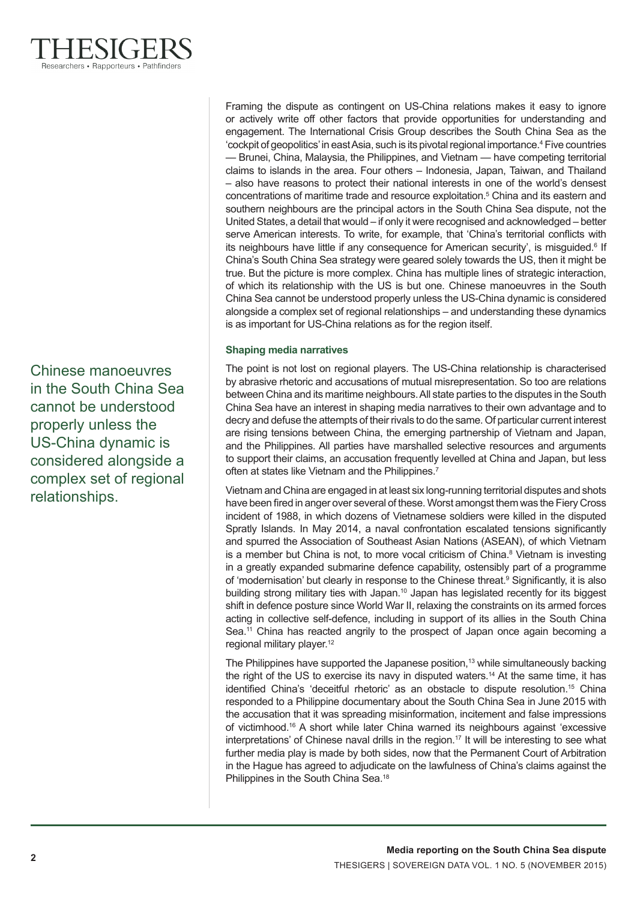Framing the dispute as contingent on US-China relations makes it easy to ignore or actively write off other factors that provide opportunities for understanding and engagement. The International Crisis Group describes the South China Sea as the 'cockpit of geopolitics' in east Asia, such is its pivotal regional importance.[4] Five countries — Brunei, China, Malaysia, the Philippines, and Vietnam — have competing territorial claims to islands in the area. Four others – Indonesia, Japan, Taiwan, and Thailand – also have reasons to protect their national interests in one of the world's densest concentrations of maritime trade and resource exploitation.[5] China and its eastern and southern neighbours are the principal actors in the South China Sea dispute, not the United States, a detail that would – if only it were recognised and acknowledged – better serve American interests. To write, for example, that 'China's territorial conflicts with its neighbours have little if any consequence for American security', is misguided.[6] If China's South China Sea strategy were geared solely towards the US, then it might be true. But the picture is more complex. China has multiple lines of strategic interaction, of which its relationship with the US is but one. Chinese manoeuvres in the South China Sea cannot be understood properly unless the US-China dynamic is considered alongside a complex set of regional relationships – and understanding these dynamics is as important for US-China relations as for the region itself.

> Chinese manoeuvres in the South China Sea cannot be understood properly unless the US-China dynamic is considered alongside a complex set of regional relationships.

### Shaping media narratives

The point is not lost on regional players. The US-China relationship is characterised by abrasive rhetoric and accusations of mutual misrepresentation. So too are relations between China and its maritime neighbours. All state parties to the disputes in the South China Sea have an interest in shaping media narratives to their own advantage and to decry and defuse the attempts of their rivals to do the same. Of particular current interest are rising tensions between China, the emerging partnership of Vietnam and Japan, and the Philippines. All parties have marshalled selective resources and arguments to support their claims, an accusation frequently levelled at China and Japan, but less often at states like Vietnam and the Philippines.[7]

Vietnam and China are engaged in at least six long-running territorial disputes and shots have been fired in anger over several of these. Worst amongst them was the Fiery Cross incident of 1988, in which dozens of Vietnamese soldiers were killed in the disputed Spratly Islands. In May 2014, a naval confrontation escalated tensions significantly and spurred the Association of Southeast Asian Nations (ASEAN), of which Vietnam is a member but China is not, to more vocal criticism of China.[8] Vietnam is investing in a greatly expanded submarine defence capability, ostensibly part of a programme of 'modernisation' but clearly in response to the Chinese threat.[9] Significantly, it is also building strong military ties with Japan.[10] Japan has legislated recently for its biggest shift in defence posture since World War II, relaxing the constraints on its armed forces acting in collective self-defence, including in support of its allies in the South China Sea.[11] China has reacted angrily to the prospect of Japan once again becoming a regional military player.[12]

The Philippines have supported the Japanese position,[13] while simultaneously backing the right of the US to exercise its navy in disputed waters.[14] At the same time, it has identified China's 'deceitful rhetoric' as an obstacle to dispute resolution.[15] China responded to a Philippine documentary about the South China Sea in June 2015 with the accusation that it was spreading misinformation, incitement and false impressions of victimhood.[16] A short while later China warned its neighbours against 'excessive interpretations' of Chinese naval drills in the region.[17] It will be interesting to see what further media play is made by both sides, now that the Permanent Court of Arbitration in the Hague has agreed to adjudicate on the lawfulness of China's claims against the Philippines in the South China Sea.[18]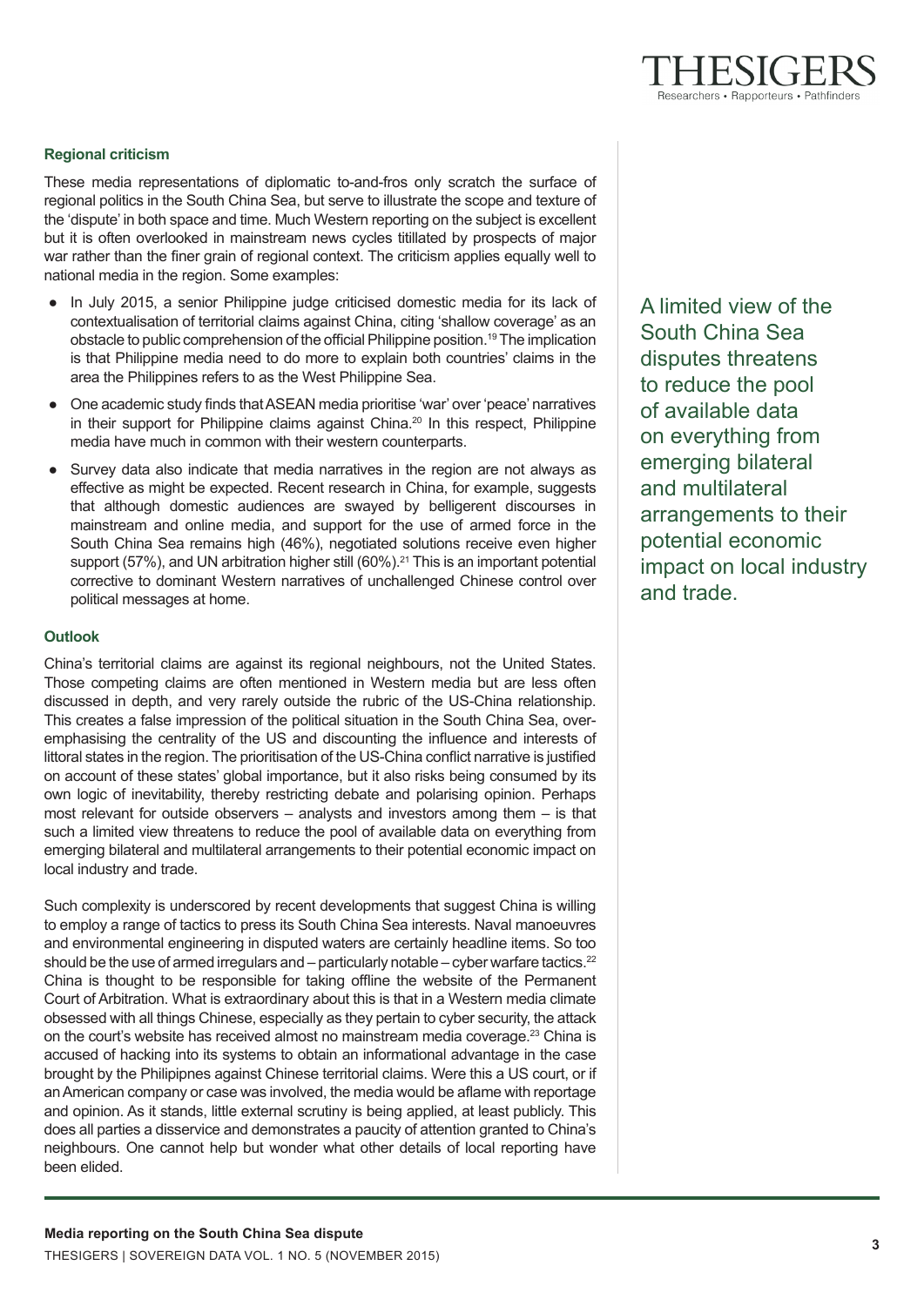### Regional criticism

These media representations of diplomatic to-and-fros only scratch the surface of regional politics in the South China Sea, but serve to illustrate the scope and texture of the 'dispute' in both space and time. Much Western reporting on the subject is excellent but it is often overlooked in mainstream news cycles titillated by prospects of major war rather than the finer grain of regional context. The criticism applies equally well to national media in the region. Some examples:

- In July 2015, a senior Philippine judge criticised domestic media for its lack of contextualisation of territorial claims against China, citing 'shallow coverage' as an obstacle to public comprehension of the official Philippine position.[19] The implication is that Philippine media need to do more to explain both countries' claims in the area the Philippines refers to as the West Philippine Sea.
- One academic study finds that ASEAN media prioritise 'war' over 'peace' narratives in their support for Philippine claims against China.[20] In this respect, Philippine media have much in common with their western counterparts.
- Survey data also indicate that media narratives in the region are not always as effective as might be expected. Recent research in China, for example, suggests that although domestic audiences are swayed by belligerent discourses in mainstream and online media, and support for the use of armed force in the South China Sea remains high (46%), negotiated solutions receive even higher support (57%), and UN arbitration higher still (60%).[21] This is an important potential corrective to dominant Western narratives of unchallenged Chinese control over political messages at home.

> A limited view of the South China Sea disputes threatens to reduce the pool of available data on everything from emerging bilateral and multilateral arrangements to their potential economic impact on local industry and trade.

### Outlook

China's territorial claims are against its regional neighbours, not the United States. Those competing claims are often mentioned in Western media but are less often discussed in depth, and very rarely outside the rubric of the US-China relationship. This creates a false impression of the political situation in the South China Sea, over-emphasising the centrality of the US and discounting the influence and interests of littoral states in the region. The prioritisation of the US-China conflict narrative is justified on account of these states' global importance, but it also risks being consumed by its own logic of inevitability, thereby restricting debate and polarising opinion. Perhaps most relevant for outside observers – analysts and investors among them – is that such a limited view threatens to reduce the pool of available data on everything from emerging bilateral and multilateral arrangements to their potential economic impact on local industry and trade.

Such complexity is underscored by recent developments that suggest China is willing to employ a range of tactics to press its South China Sea interests. Naval manoeuvres and environmental engineering in disputed waters are certainly headline items. So too should be the use of armed irregulars and – particularly notable – cyber warfare tactics.[22] China is thought to be responsible for taking offline the website of the Permanent Court of Arbitration. What is extraordinary about this is that in a Western media climate obsessed with all things Chinese, especially as they pertain to cyber security, the attack on the court's website has received almost no mainstream media coverage.[23] China is accused of hacking into its systems to obtain an informational advantage in the case brought by the Philipines against Chinese territorial claims. Were this a US court, or if an American company or case was involved, the media would be aflame with reportage and opinion. As it stands, little external scrutiny is being applied, at least publicly. This does all parties a disservice and demonstrates a paucity of attention granted to China's neighbours. One cannot help but wonder what other details of local reporting have been elided.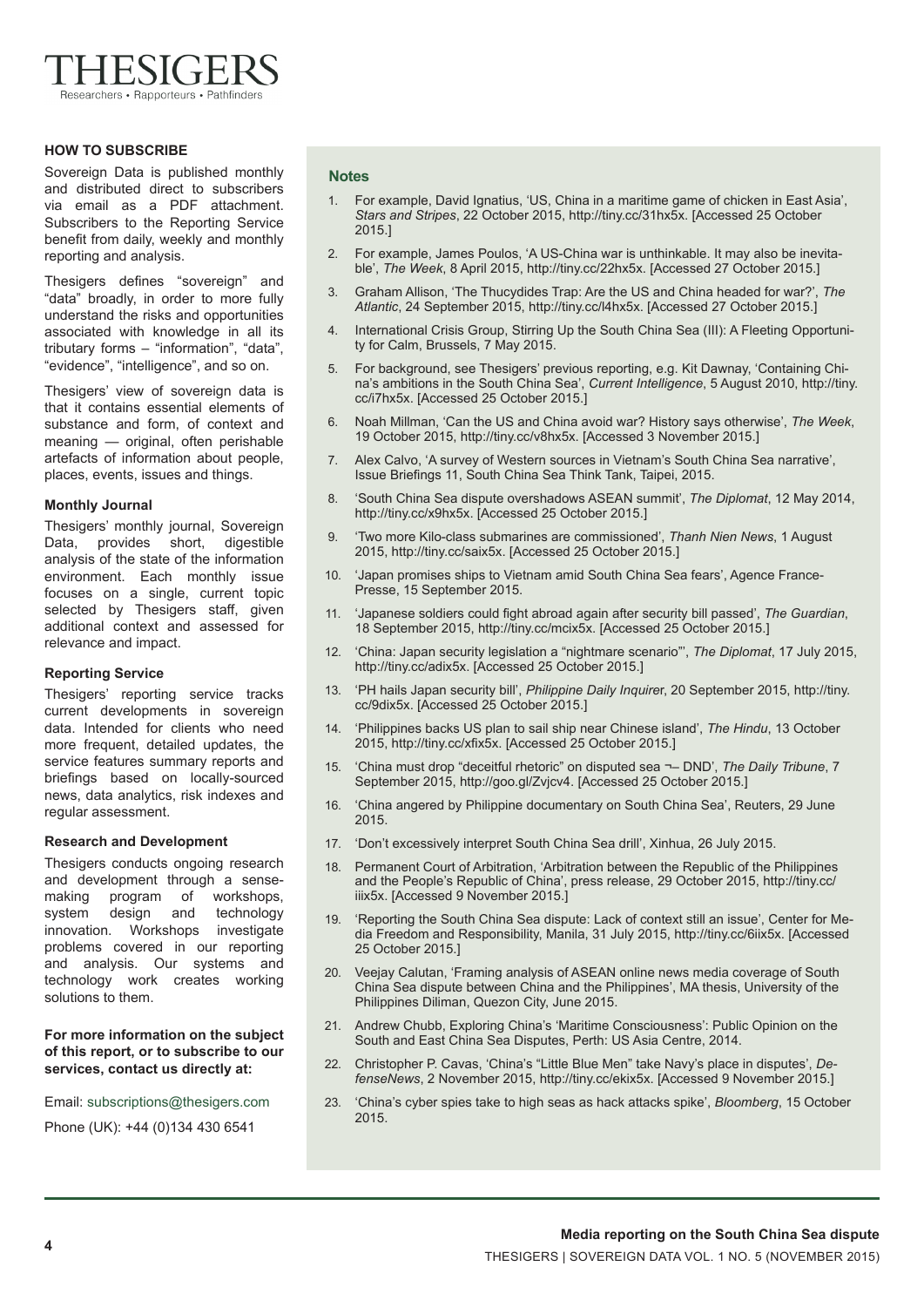# THESIGERS

Researchers • Rapporteurs • Pathfinders

### HOW TO SUBSCRIBE

Sovereign Data is published monthly and distributed direct to subscribers via email as a PDF attachment. Subscribers to the Reporting Service benefit from daily, weekly and monthly reporting and analysis.

Thesigers defines "sovereign" and "data" broadly, in order to more fully understand the risks and opportunities associated with knowledge in all its tributary forms – "information", "data", "evidence", "intelligence", and so on.

Thesigers' view of sovereign data is that it contains essential elements of substance and form, of context and meaning — original, often perishable artefacts of information about people, places, events, issues and things.

#### Monthly Journal

Thesigers' monthly journal, Sovereign Data, provides short, digestible analysis of the state of the information environment. Each monthly issue focuses on a single, current topic selected by Thesigers staff, given additional context and assessed for relevance and impact.

#### Reporting Service

Thesigers' reporting service tracks current developments in sovereign data. Intended for clients who need more frequent, detailed updates, the service features summary reports and briefings based on locally-sourced news, data analytics, risk indexes and regular assessment.

#### Research and Development

Thesigers conducts ongoing research and development through a sense-making program of workshops, system design and technology innovation. Workshops investigate problems covered in our reporting and analysis. Our systems and technology work creates working solutions to them.

**For more information on the subject of this report, or to subscribe to our services, contact us directly at:**

Email: subscriptions@thesigers.com

Phone (UK): +44 (0)134 430 6541

### Notes

1. For example, David Ignatius, 'US, China in a maritime game of chicken in East Asia', *Stars and Stripes*, 22 October 2015, http://tiny.cc/31hx5x. [Accessed 25 October 2015.]
2. For example, James Poulos, 'A US-China war is unthinkable. It may also be inevitable', *The Week*, 8 April 2015, http://tiny.cc/22hx5x. [Accessed 27 October 2015.]
3. Graham Allison, 'The Thucydides Trap: Are the US and China headed for war?', *The Atlantic*, 24 September 2015, http://tiny.cc/l4hx5x. [Accessed 27 October 2015.]
4. International Crisis Group, Stirring Up the South China Sea (III): A Fleeting Opportunity for Calm, Brussels, 7 May 2015.
5. For background, see Thesigers' previous reporting, e.g. Kit Dawnay, 'Containing China's ambitions in the South China Sea', *Current Intelligence*, 5 August 2010, http://tiny.cc/i7hx5x. [Accessed 25 October 2015.]
6. Noah Millman, 'Can the US and China avoid war? History says otherwise', *The Week*, 19 October 2015, http://tiny.cc/v8hx5x. [Accessed 3 November 2015.]
7. Alex Calvo, 'A survey of Western sources in Vietnam's South China Sea narrative', Issue Briefings 11, South China Sea Think Tank, Taipei, 2015.
8. 'South China Sea dispute overshadows ASEAN summit', *The Diplomat*, 12 May 2014, http://tiny.cc/x9hx5x. [Accessed 25 October 2015.]
9. 'Two more Kilo-class submarines are commissioned', *Thanh Nien News*, 1 August 2015, http://tiny.cc/saix5x. [Accessed 25 October 2015.]
10. 'Japan promises ships to Vietnam amid South China Sea fears', Agence France-Presse, 15 September 2015.
11. 'Japanese soldiers could fight abroad again after security bill passed', *The Guardian*, 18 September 2015, http://tiny.cc/mcix5x. [Accessed 25 October 2015.]
12. 'China: Japan security legislation a "nightmare scenario"', *The Diplomat*, 17 July 2015, http://tiny.cc/adix5x. [Accessed 25 October 2015.]
13. 'PH hails Japan security bill', *Philippine Daily Inquirer*, 20 September 2015, http://tiny.cc/9dix5x. [Accessed 25 October 2015.]
14. 'Philippines backs US plan to sail ship near Chinese island', *The Hindu*, 13 October 2015, http://tiny.cc/xfix5x. [Accessed 25 October 2015.]
15. 'China must drop "deceitful rhetoric" on disputed sea ¬– DND', *The Daily Tribune*, 7 September 2015, http://goo.gl/Zvjcv4. [Accessed 25 October 2015.]
16. 'China angered by Philippine documentary on South China Sea', Reuters, 29 June 2015.
17. 'Don't excessively interpret South China Sea drill', Xinhua, 26 July 2015.
18. Permanent Court of Arbitration, 'Arbitration between the Republic of the Philippines and the People's Republic of China', press release, 29 October 2015, http://tiny.cc/iiix5x. [Accessed 9 November 2015.]
19. 'Reporting the South China Sea dispute: Lack of context still an issue', Center for Media Freedom and Responsibility, Manila, 31 July 2015, http://tiny.cc/6iix5x. [Accessed 25 October 2015.]
20. Veejay Calutan, 'Framing analysis of ASEAN online news media coverage of South China Sea dispute between China and the Philippines', MA thesis, University of the Philippines Diliman, Quezon City, June 2015.
21. Andrew Chubb, Exploring China's 'Maritime Consciousness': Public Opinion on the South and East China Sea Disputes, Perth: US Asia Centre, 2014.
22. Christopher P. Cavas, 'China's "Little Blue Men" take Navy's place in disputes', *DefenseNews*, 2 November 2015, http://tiny.cc/ekix5x. [Accessed 9 November 2015.]
23. 'China's cyber spies take to high seas as hack attacks spike', *Bloomberg*, 15 October 2015.